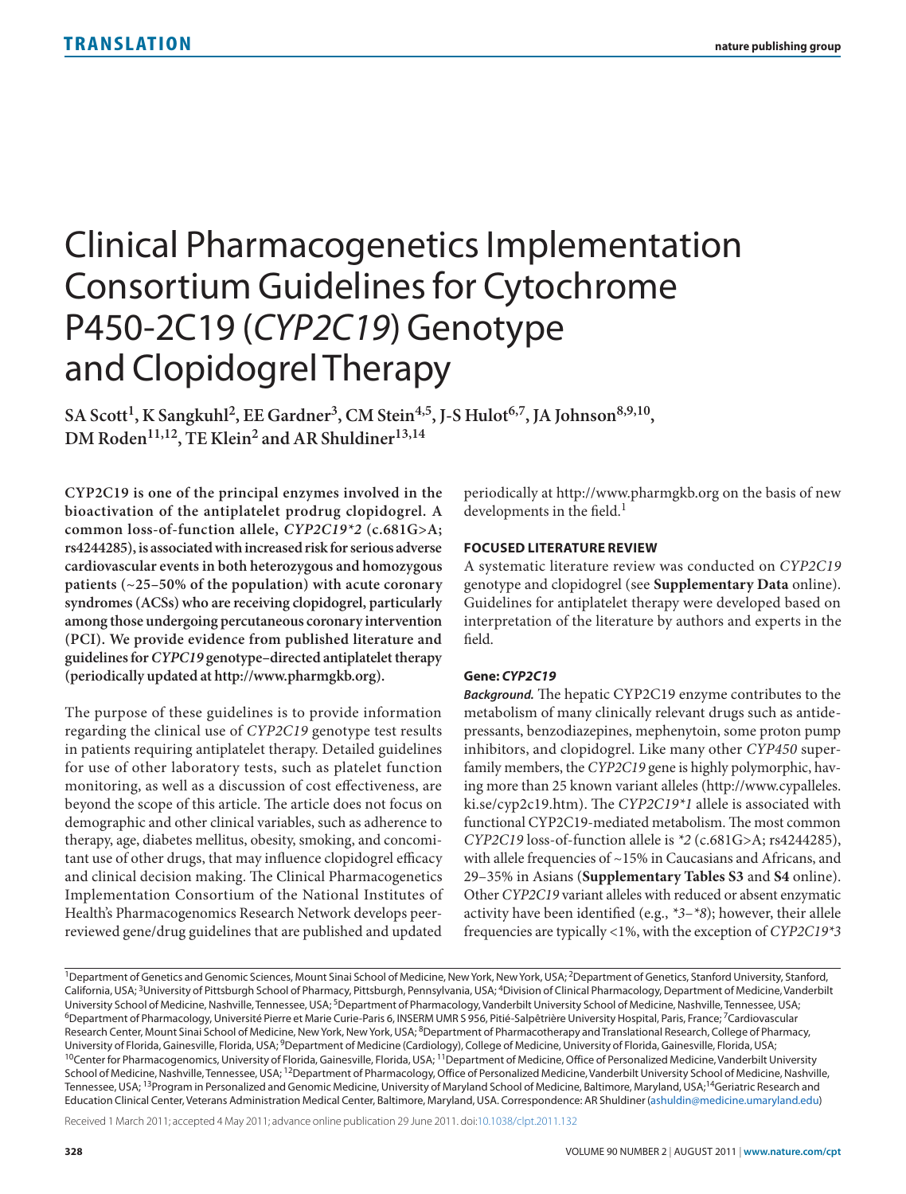# Clinical Pharmacogenetics Implementation Consortium Guidelines for Cytochrome P450-2C19 (*CYP2C19*) Genotype and Clopidogrel Therapy

SA Scott[1], K Sangkuhl[2], EE Gardner[3], CM Stein[4,5], J-S Hulot[6,7], JA Johnson[8,9,10], DM Roden[11,12], TE Klein[2] and AR Shuldiner[13,14]

**CYP2C19 is one of the principal enzymes involved in the bioactivation of the antiplatelet prodrug clopidogrel. A common loss-of-function allele, *CYP2C19*2* (c.681G>A; rs4244285), is associated with increased risk for serious adverse cardiovascular events in both heterozygous and homozygous patients (~25–50% of the population) with acute coronary syndromes (ACSs) who are receiving clopidogrel, particularly among those undergoing percutaneous coronary intervention (PCI). We provide evidence from published literature and guidelines for *CYPC19* genotype–directed antiplatelet therapy (periodically updated at http://www.pharmgkb.org).**

The purpose of these guidelines is to provide information regarding the clinical use of *CYP2C19* genotype test results in patients requiring antiplatelet therapy. Detailed guidelines for use of other laboratory tests, such as platelet function monitoring, as well as a discussion of cost effectiveness, are beyond the scope of this article. The article does not focus on demographic and other clinical variables, such as adherence to therapy, age, diabetes mellitus, obesity, smoking, and concomitant use of other drugs, that may influence clopidogrel efficacy and clinical decision making. The Clinical Pharmacogenetics Implementation Consortium of the National Institutes of Health's Pharmacogenomics Research Network develops peer-reviewed gene/drug guidelines that are published and updated periodically at http://www.pharmgkb.org on the basis of new developments in the field.[1]

## FOCUSED LITERATURE REVIEW

A systematic literature review was conducted on *CYP2C19* genotype and clopidogrel (see **Supplementary Data** online). Guidelines for antiplatelet therapy were developed based on interpretation of the literature by authors and experts in the field.

### Gene: *CYP2C19*

***Background.*** The hepatic CYP2C19 enzyme contributes to the metabolism of many clinically relevant drugs such as antidepressants, benzodiazepines, mephenytoin, some proton pump inhibitors, and clopidogrel. Like many other *CYP450* superfamily members, the *CYP2C19* gene is highly polymorphic, having more than 25 known variant alleles (http://www.cypalleles.ki.se/cyp2c19.htm). The *CYP2C19*1* allele is associated with functional CYP2C19-mediated metabolism. The most common *CYP2C19* loss-of-function allele is **2* (c.681G>A; rs4244285), with allele frequencies of ~15% in Caucasians and Africans, and 29–35% in Asians (**Supplementary Tables S3** and **S4** online). Other *CYP2C19* variant alleles with reduced or absent enzymatic activity have been identified (e.g., **3–*8*); however, their allele frequencies are typically <1%, with the exception of *CYP2C19*3*

[1]Department of Genetics and Genomic Sciences, Mount Sinai School of Medicine, New York, New York, USA; [2]Department of Genetics, Stanford University, Stanford, California, USA; [3]University of Pittsburgh School of Pharmacy, Pittsburgh, Pennsylvania, USA; [4]Division of Clinical Pharmacology, Department of Medicine, Vanderbilt University School of Medicine, Nashville, Tennessee, USA; [5]Department of Pharmacology, Vanderbilt University School of Medicine, Nashville, Tennessee, USA; [6]Department of Pharmacology, Université Pierre et Marie Curie-Paris 6, INSERM UMR S 956, Pitié-Salpêtrière University Hospital, Paris, France; [7]Cardiovascular Research Center, Mount Sinai School of Medicine, New York, New York, USA; [8]Department of Pharmacotherapy and Translational Research, College of Pharmacy, University of Florida, Gainesville, Florida, USA; [9]Department of Medicine (Cardiology), College of Medicine, University of Florida, Gainesville, Florida, USA; [10]Center for Pharmacogenomics, University of Florida, Gainesville, Florida, USA; [11]Department of Medicine, Office of Personalized Medicine, Vanderbilt University School of Medicine, Nashville, Tennessee, USA; [12]Department of Pharmacology, Office of Personalized Medicine, Vanderbilt University School of Medicine, Nashville, Tennessee, USA; [13]Program in Personalized and Genomic Medicine, University of Maryland School of Medicine, Baltimore, Maryland, USA; [14]Geriatric Research and Education Clinical Center, Veterans Administration Medical Center, Baltimore, Maryland, USA. Correspondence: AR Shuldiner (ashuldin@medicine.umaryland.edu)

Received 1 March 2011; accepted 4 May 2011; advance online publication 29 June 2011. doi:10.1038/clpt.2011.132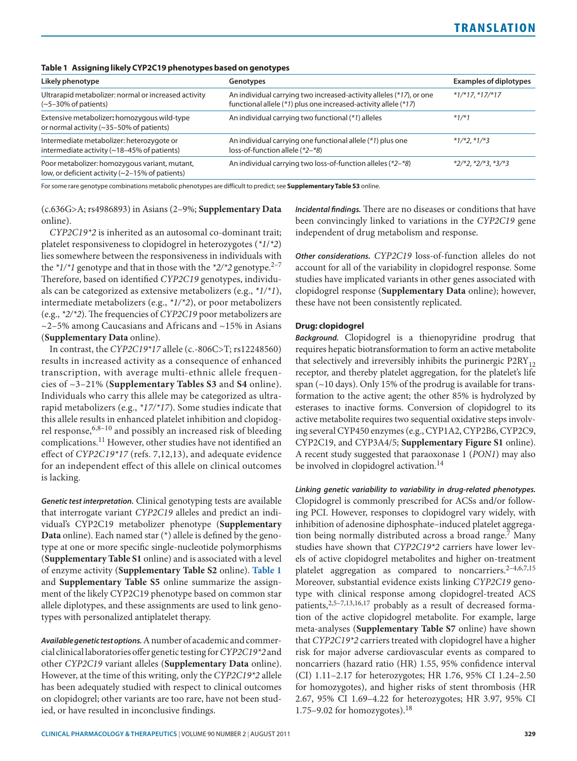**Table 1 Assigning likely CYP2C19 phenotypes based on genotypes**

| Likely phenotype | Genotypes | Examples of diplotypes |
|---|---|---|
| Ultrarapid metabolizer: normal or increased activity (~5–30% of patients) | An individual carrying two increased-activity alleles (*17), or one functional allele (*1) plus one increased-activity allele (*17) | *1/*17, *17/*17 |
| Extensive metabolizer: homozygous wild-type or normal activity (~35–50% of patients) | An individual carrying two functional (*1) alleles | *1/*1 |
| Intermediate metabolizer: heterozygote or intermediate activity (~18–45% of patients) | An individual carrying one functional allele (*1) plus one loss-of-function allele (*2–*8) | *1/*2, *1/*3 |
| Poor metabolizer: homozygous variant, mutant, low, or deficient activity (~2–15% of patients) | An individual carrying two loss-of-function alleles (*2–*8) | *2/*2, *2/*3, *3/*3 |

For some rare genotype combinations metabolic phenotypes are difficult to predict; see **Supplementary Table S3** online.

(c.636G>A; rs4986893) in Asians (2–9%; **Supplementary Data** online).

*CYP2C19*2* is inherited as an autosomal co-dominant trait; platelet responsiveness to clopidogrel in heterozygotes (*1/*2) lies somewhere between the responsiveness in individuals with the *1/*1 genotype and that in those with the *2/*2 genotype.[2–7] Therefore, based on identified *CYP2C19* genotypes, individuals can be categorized as extensive metabolizers (e.g., *1/*1), intermediate metabolizers (e.g., *1/*2), or poor metabolizers (e.g., *2/*2). The frequencies of *CYP2C19* poor metabolizers are ~2–5% among Caucasians and Africans and ~15% in Asians (**Supplementary Data** online).

In contrast, the *CYP2C19*17* allele (c.-806C>T; rs12248560) results in increased activity as a consequence of enhanced transcription, with average multi-ethnic allele frequencies of ~3–21% (**Supplementary Tables S3** and **S4** online). Individuals who carry this allele may be categorized as ultrarapid metabolizers (e.g., *17/*17). Some studies indicate that this allele results in enhanced platelet inhibition and clopidogrel response,[6,8–10] and possibly an increased risk of bleeding complications.[11] However, other studies have not identified an effect of *CYP2C19*17* (refs. 7,12,13), and adequate evidence for an independent effect of this allele on clinical outcomes is lacking.

***Genetic test interpretation.*** Clinical genotyping tests are available that interrogate variant *CYP2C19* alleles and predict an individual's CYP2C19 metabolizer phenotype (**Supplementary Data** online). Each named star (*) allele is defined by the genotype at one or more specific single-nucleotide polymorphisms (**Supplementary Table S1** online) and is associated with a level of enzyme activity (**Supplementary Table S2** online). **Table 1** and **Supplementary Table S5** online summarize the assignment of the likely CYP2C19 phenotype based on common star allele diplotypes, and these assignments are used to link genotypes with personalized antiplatelet therapy.

***Available genetic test options.*** A number of academic and commercial clinical laboratories offer genetic testing for *CYP2C19*2* and other *CYP2C19* variant alleles (**Supplementary Data** online). However, at the time of this writing, only the *CYP2C19*2* allele has been adequately studied with respect to clinical outcomes on clopidogrel; other variants are too rare, have not been studied, or have resulted in inconclusive findings.

***Incidental findings.*** There are no diseases or conditions that have been convincingly linked to variations in the *CYP2C19* gene independent of drug metabolism and response.

***Other considerations.*** *CYP2C19* loss-of-function alleles do not account for all of the variability in clopidogrel response. Some studies have implicated variants in other genes associated with clopidogrel response (**Supplementary Data** online); however, these have not been consistently replicated.

### Drug: clopidogrel

***Background.*** Clopidogrel is a thienopyridine prodrug that requires hepatic biotransformation to form an active metabolite that selectively and irreversibly inhibits the purinergic $P2RY_{12}$ receptor, and thereby platelet aggregation, for the platelet's life span (~10 days). Only 15% of the prodrug is available for transformation to the active agent; the other 85% is hydrolyzed by esterases to inactive forms. Conversion of clopidogrel to its active metabolite requires two sequential oxidative steps involving several CYP450 enzymes (e.g., CYP1A2, CYP2B6, CYP2C9, CYP2C19, and CYP3A4/5; **Supplementary Figure S1** online). A recent study suggested that paraoxonase 1 (*PON1*) may also be involved in clopidogrel activation.[14]

***Linking genetic variability to variability in drug-related phenotypes.*** Clopidogrel is commonly prescribed for ACSs and/or following PCI. However, responses to clopidogrel vary widely, with inhibition of adenosine diphosphate–induced platelet aggregation being normally distributed across a broad range.[7] Many studies have shown that *CYP2C19*2* carriers have lower levels of active clopidogrel metabolites and higher on-treatment platelet aggregation as compared to noncarriers.[2–4,6,7,15] Moreover, substantial evidence exists linking *CYP2C19* genotype with clinical response among clopidogrel-treated ACS patients,[2,5–7,13,16,17] probably as a result of decreased formation of the active clopidogrel metabolite. For example, large meta-analyses (**Supplementary Table S7** online) have shown that *CYP2C19*2* carriers treated with clopidogrel have a higher risk for major adverse cardiovascular events as compared to noncarriers (hazard ratio (HR) 1.55, 95% confidence interval (CI) 1.11–2.17 for heterozygotes; HR 1.76, 95% CI 1.24–2.50 for homozygotes), and higher risks of stent thrombosis (HR 2.67, 95% CI 1.69–4.22 for heterozygotes; HR 3.97, 95% CI 1.75–9.02 for homozygotes).[18]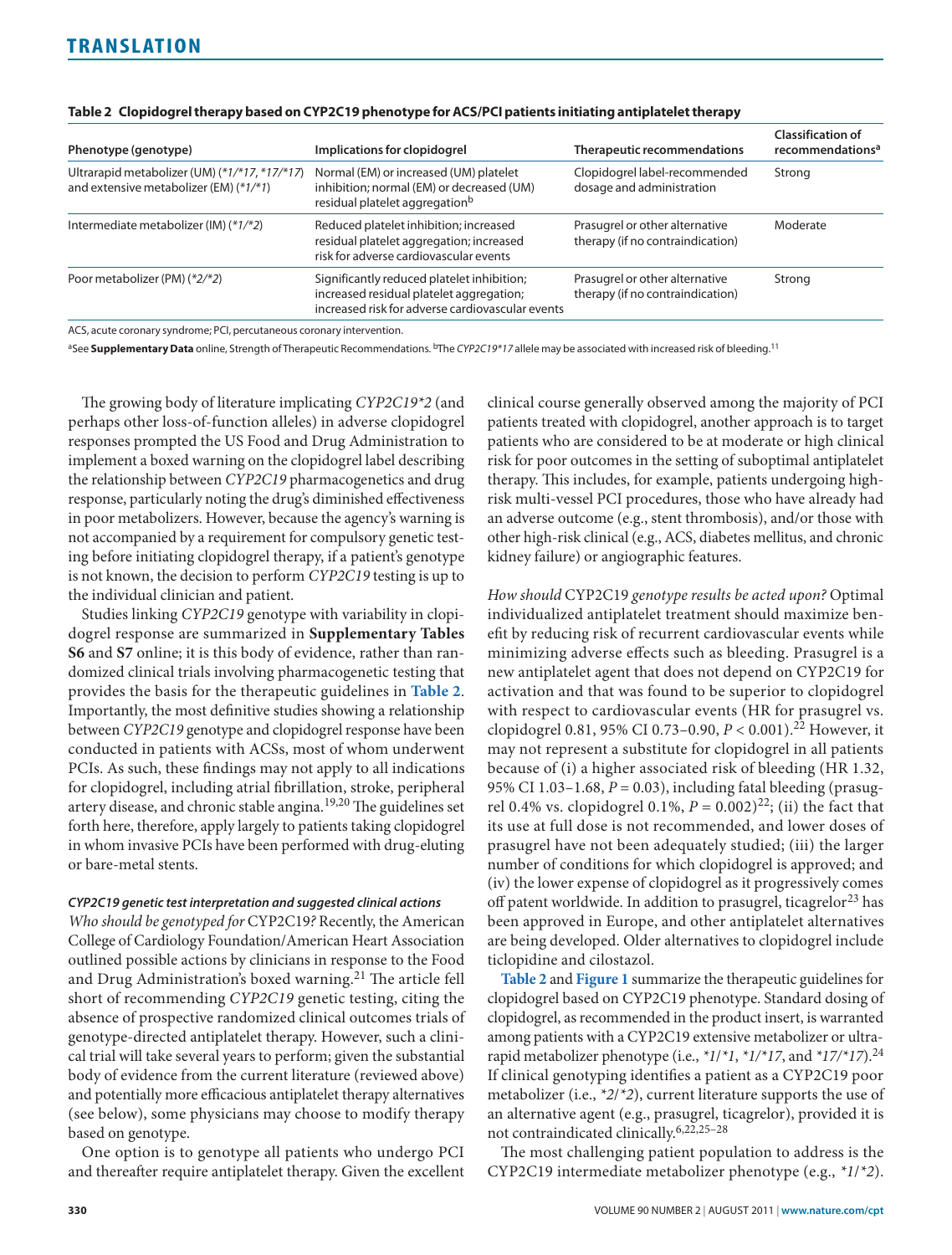**Table 2 Clopidogrel therapy based on CYP2C19 phenotype for ACS/PCI patients initiating antiplatelet therapy**

| Phenotype (genotype) | Implications for clopidogrel | Therapeutic recommendations | Classification of recommendations[a] |
|---|---|---|---|
| Ultrarapid metabolizer (UM) (*1/*17, *17/*17) and extensive metabolizer (EM) (*1/*1) | Normal (EM) or increased (UM) platelet inhibition; normal (EM) or decreased (UM) residual platelet aggregation[b] | Clopidogrel label-recommended dosage and administration | Strong |
| Intermediate metabolizer (IM) (*1/*2) | Reduced platelet inhibition; increased residual platelet aggregation; increased risk for adverse cardiovascular events | Prasugrel or other alternative therapy (if no contraindication) | Moderate |
| Poor metabolizer (PM) (*2/*2) | Significantly reduced platelet inhibition; increased residual platelet aggregation; increased risk for adverse cardiovascular events | Prasugrel or other alternative therapy (if no contraindication) | Strong |

ACS, acute coronary syndrome; PCI, percutaneous coronary intervention.

[a]See **Supplementary Data** online, Strength of Therapeutic Recommendations. [b]The *CYP2C19*17* allele may be associated with increased risk of bleeding.[11]

The growing body of literature implicating *CYP2C19*2* (and perhaps other loss-of-function alleles) in adverse clopidogrel responses prompted the US Food and Drug Administration to implement a boxed warning on the clopidogrel label describing the relationship between *CYP2C19* pharmacogenetics and drug response, particularly noting the drug's diminished effectiveness in poor metabolizers. However, because the agency's warning is not accompanied by a requirement for compulsory genetic testing before initiating clopidogrel therapy, if a patient's genotype is not known, the decision to perform *CYP2C19* testing is up to the individual clinician and patient.

Studies linking *CYP2C19* genotype with variability in clopidogrel response are summarized in **Supplementary Tables S6** and **S7** online; it is this body of evidence, rather than randomized clinical trials involving pharmacogenetic testing that provides the basis for the therapeutic guidelines in **Table 2**. Importantly, the most definitive studies showing a relationship between *CYP2C19* genotype and clopidogrel response have been conducted in patients with ACSs, most of whom underwent PCIs. As such, these findings may not apply to all indications for clopidogrel, including atrial fibrillation, stroke, peripheral artery disease, and chronic stable angina.[19,20] The guidelines set forth here, therefore, apply largely to patients taking clopidogrel in whom invasive PCIs have been performed with drug-eluting or bare-metal stents.

#### *CYP2C19 genetic test interpretation and suggested clinical actions*

*Who should be genotyped for* CYP2C19*?* Recently, the American College of Cardiology Foundation/American Heart Association outlined possible actions by clinicians in response to the Food and Drug Administration's boxed warning.[21] The article fell short of recommending *CYP2C19* genetic testing, citing the absence of prospective randomized clinical outcomes trials of genotype-directed antiplatelet therapy. However, such a clinical trial will take several years to perform; given the substantial body of evidence from the current literature (reviewed above) and potentially more efficacious antiplatelet therapy alternatives (see below), some physicians may choose to modify therapy based on genotype.

One option is to genotype all patients who undergo PCI and thereafter require antiplatelet therapy. Given the excellent clinical course generally observed among the majority of PCI patients treated with clopidogrel, another approach is to target patients who are considered to be at moderate or high clinical risk for poor outcomes in the setting of suboptimal antiplatelet therapy. This includes, for example, patients undergoing high-risk multi-vessel PCI procedures, those who have already had an adverse outcome (e.g., stent thrombosis), and/or those with other high-risk clinical (e.g., ACS, diabetes mellitus, and chronic kidney failure) or angiographic features.

*How should* CYP2C19 *genotype results be acted upon?* Optimal individualized antiplatelet treatment should maximize benefit by reducing risk of recurrent cardiovascular events while minimizing adverse effects such as bleeding. Prasugrel is a new antiplatelet agent that does not depend on CYP2C19 for activation and that was found to be superior to clopidogrel with respect to cardiovascular events (HR for prasugrel vs. clopidogrel 0.81, 95% CI 0.73–0.90, $P < 0.001$).[22] However, it may not represent a substitute for clopidogrel in all patients because of (i) a higher associated risk of bleeding (HR 1.32, 95% CI 1.03–1.68, $P = 0.03$), including fatal bleeding (prasugrel 0.4% vs. clopidogrel 0.1%, $P = 0.002$)[22]; (ii) the fact that its use at full dose is not recommended, and lower doses of prasugrel have not been adequately studied; (iii) the larger number of conditions for which clopidogrel is approved; and (iv) the lower expense of clopidogrel as it progressively comes off patent worldwide. In addition to prasugrel, ticagrelor[23] has been approved in Europe, and other antiplatelet alternatives are being developed. Older alternatives to clopidogrel include ticlopidine and cilostazol.

**Table 2** and **Figure 1** summarize the therapeutic guidelines for clopidogrel based on CYP2C19 phenotype. Standard dosing of clopidogrel, as recommended in the product insert, is warranted among patients with a CYP2C19 extensive metabolizer or ultrarapid metabolizer phenotype (i.e., *\*1/\*1*, *\*1/\*17*, and *\*17/\*17*).[24] If clinical genotyping identifies a patient as a CYP2C19 poor metabolizer (i.e., *\*2/\*2*), current literature supports the use of an alternative agent (e.g., prasugrel, ticagrelor), provided it is not contraindicated clinically.[6,22,25–28]

The most challenging patient population to address is the CYP2C19 intermediate metabolizer phenotype (e.g., *\*1/\*2*).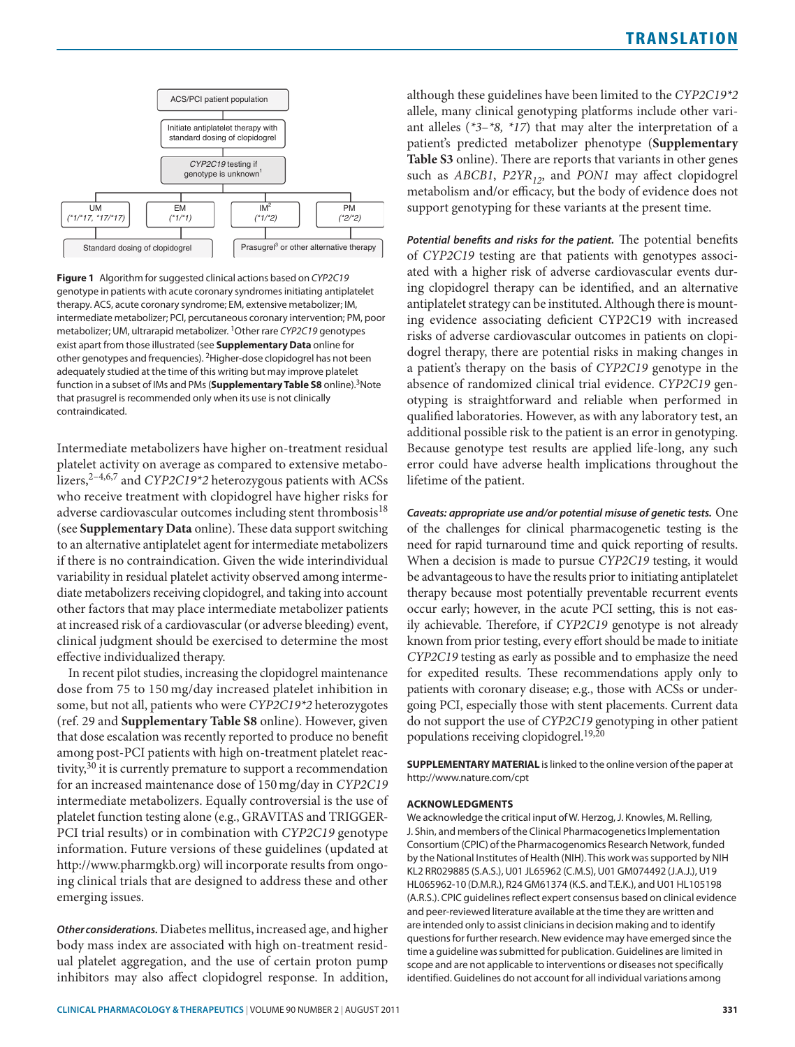ACS/PCI patient population

Initiate antiplatelet therapy with standard dosing of clopidogrel

*CYP2C19* testing if genotype is unknown[1]

| UM (*\*1/\*17, \*17/\*17*) | EM (*\*1/\*1*) | IM[2] (*\*1/\*2*) | PM (*\*2/\*2*) |
|---|---|---|---|
| Standard dosing of clopidogrel | | Prasugrel[3] or other alternative therapy | |

**Figure 1** Algorithm for suggested clinical actions based on *CYP2C19* genotype in patients with acute coronary syndromes initiating antiplatelet therapy. ACS, acute coronary syndrome; EM, extensive metabolizer; IM, intermediate metabolizer; PCI, percutaneous coronary intervention; PM, poor metabolizer; UM, ultrarapid metabolizer. [1]Other rare *CYP2C19* genotypes exist apart from those illustrated (see **Supplementary Data** online for other genotypes and frequencies). [2]Higher-dose clopidogrel has not been adequately studied at the time of this writing but may improve platelet function in a subset of IMs and PMs (**Supplementary Table S8** online). [3]Note that prasugrel is recommended only when its use is not clinically contraindicated.

Intermediate metabolizers have higher on-treatment residual platelet activity on average as compared to extensive metabolizers,[2–4,6,7] and *CYP2C19\*2* heterozygous patients with ACSs who receive treatment with clopidogrel have higher risks for adverse cardiovascular outcomes including stent thrombosis[18] (see **Supplementary Data** online). These data support switching to an alternative antiplatelet agent for intermediate metabolizers if there is no contraindication. Given the wide interindividual variability in residual platelet activity observed among intermediate metabolizers receiving clopidogrel, and taking into account other factors that may place intermediate metabolizer patients at increased risk of a cardiovascular (or adverse bleeding) event, clinical judgment should be exercised to determine the most effective individualized therapy.

In recent pilot studies, increasing the clopidogrel maintenance dose from 75 to 150 mg/day increased platelet inhibition in some, but not all, patients who were *CYP2C19\*2* heterozygotes (ref. 29 and **Supplementary Table S8** online). However, given that dose escalation was recently reported to produce no benefit among post-PCI patients with high on-treatment platelet reactivity,[30] it is currently premature to support a recommendation for an increased maintenance dose of 150 mg/day in *CYP2C19* intermediate metabolizers. Equally controversial is the use of platelet function testing alone (e.g., GRAVITAS and TRIGGER-PCI trial results) or in combination with *CYP2C19* genotype information. Future versions of these guidelines (updated at http://www.pharmgkb.org) will incorporate results from ongoing clinical trials that are designed to address these and other emerging issues.

***Other considerations.*** Diabetes mellitus, increased age, and higher body mass index are associated with high on-treatment residual platelet aggregation, and the use of certain proton pump inhibitors may also affect clopidogrel response. In addition, although these guidelines have been limited to the *CYP2C19\*2* allele, many clinical genotyping platforms include other variant alleles (*\*3–\*8, \*17*) that may alter the interpretation of a patient's predicted metabolizer phenotype (**Supplementary Table S3** online). There are reports that variants in other genes such as *ABCB1*, *P2YR*$_{12}$, and *PON1* may affect clopidogrel metabolism and/or efficacy, but the body of evidence does not support genotyping for these variants at the present time.

***Potential benefits and risks for the patient.*** The potential benefits of *CYP2C19* testing are that patients with genotypes associated with a higher risk of adverse cardiovascular events during clopidogrel therapy can be identified, and an alternative antiplatelet strategy can be instituted. Although there is mounting evidence associating deficient CYP2C19 with increased risks of adverse cardiovascular outcomes in patients on clopidogrel therapy, there are potential risks in making changes in a patient's therapy on the basis of *CYP2C19* genotype in the absence of randomized clinical trial evidence. *CYP2C19* genotyping is straightforward and reliable when performed in qualified laboratories. However, as with any laboratory test, an additional possible risk to the patient is an error in genotyping. Because genotype test results are applied life-long, any such error could have adverse health implications throughout the lifetime of the patient.

***Caveats: appropriate use and/or potential misuse of genetic tests.*** One of the challenges for clinical pharmacogenetic testing is the need for rapid turnaround time and quick reporting of results. When a decision is made to pursue *CYP2C19* testing, it would be advantageous to have the results prior to initiating antiplatelet therapy because most potentially preventable recurrent events occur early; however, in the acute PCI setting, this is not easily achievable. Therefore, if *CYP2C19* genotype is not already known from prior testing, every effort should be made to initiate *CYP2C19* testing as early as possible and to emphasize the need for expedited results. These recommendations apply only to patients with coronary disease; e.g., those with ACSs or undergoing PCI, especially those with stent placements. Current data do not support the use of *CYP2C19* genotyping in other patient populations receiving clopidogrel.[19,20]

**SUPPLEMENTARY MATERIAL** is linked to the online version of the paper at http://www.nature.com/cpt

**ACKNOWLEDGMENTS**

We acknowledge the critical input of W. Herzog, J. Knowles, M. Relling, J. Shin, and members of the Clinical Pharmacogenetics Implementation Consortium (CPIC) of the Pharmacogenomics Research Network, funded by the National Institutes of Health (NIH). This work was supported by NIH KL2 RR029885 (S.A.S.), U01 JL65962 (C.M.S), U01 GM074492 (J.A.J.), U19 HL065962-10 (D.M.R.), R24 GM61374 (K.S. and T.E.K.), and U01 HL105198 (A.R.S.). CPIC guidelines reflect expert consensus based on clinical evidence and peer-reviewed literature available at the time they are written and are intended only to assist clinicians in decision making and to identify questions for further research. New evidence may have emerged since the time a guideline was submitted for publication. Guidelines are limited in scope and are not applicable to interventions or diseases not specifically identified. Guidelines do not account for all individual variations among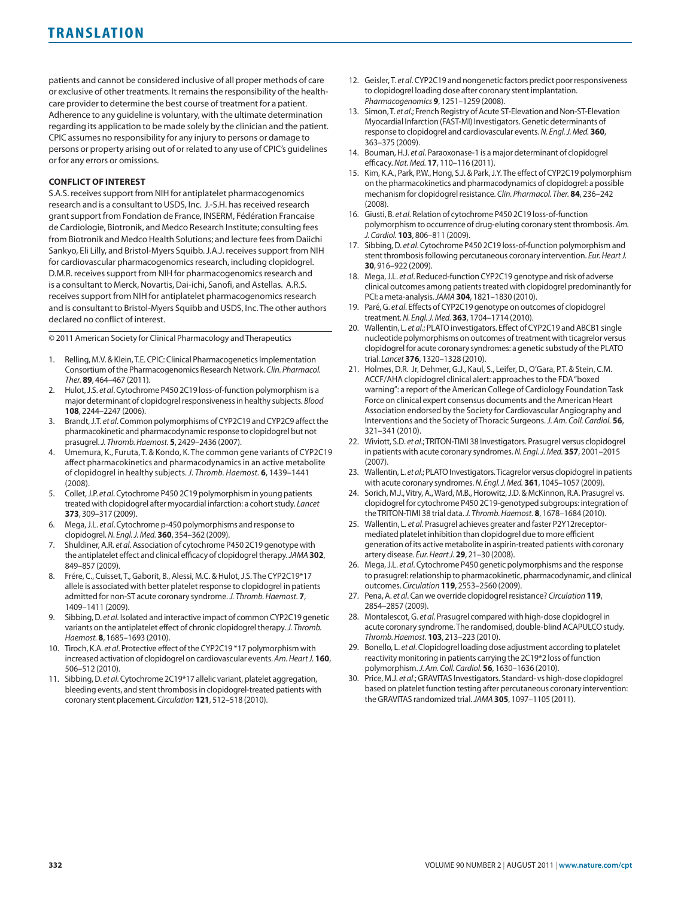patients and cannot be considered inclusive of all proper methods of care or exclusive of other treatments. It remains the responsibility of the healthcare provider to determine the best course of treatment for a patient. Adherence to any guideline is voluntary, with the ultimate determination regarding its application to be made solely by the clinician and the patient. CPIC assumes no responsibility for any injury to persons or damage to persons or property arising out of or related to any use of CPIC's guidelines or for any errors or omissions.

**CONFLICT OF INTEREST**

S.A.S. receives support from NIH for antiplatelet pharmacogenomics research and is a consultant to USDS, Inc. J.-S.H. has received research grant support from Fondation de France, INSERM, Fédération Francaise de Cardiologie, Biotronik, and Medco Research Institute; consulting fees from Biotronik and Medco Health Solutions; and lecture fees from Daiichi Sankyo, Eli Lilly, and Bristol-Myers Squibb. J.A.J. receives support from NIH for cardiovascular pharmacogenomics research, including clopidogrel. D.M.R. receives support from NIH for pharmacogenomics research and is a consultant to Merck, Novartis, Dai-ichi, Sanofi, and Astellas. A.R.S. receives support from NIH for antiplatelet pharmacogenomics research and is consultant to Bristol-Myers Squibb and USDS, Inc. The other authors declared no conflict of interest.

© 2011 American Society for Clinical Pharmacology and Therapeutics

1. Relling, M.V. & Klein, T.E. CPIC: Clinical Pharmacogenetics Implementation Consortium of the Pharmacogenomics Research Network. *Clin. Pharmacol. Ther.* **89**, 464–467 (2011).
2. Hulot, J.S. *et al*. Cytochrome P450 2C19 loss-of-function polymorphism is a major determinant of clopidogrel responsiveness in healthy subjects. *Blood* **108**, 2244–2247 (2006).
3. Brandt, J.T. *et al*. Common polymorphisms of CYP2C19 and CYP2C9 affect the pharmacokinetic and pharmacodynamic response to clopidogrel but not prasugrel. *J. Thromb. Haemost.* **5**, 2429–2436 (2007).
4. Umemura, K., Furuta, T. & Kondo, K. The common gene variants of CYP2C19 affect pharmacokinetics and pharmacodynamics in an active metabolite of clopidogrel in healthy subjects. *J. Thromb. Haemost.* **6**, 1439–1441 (2008).
5. Collet, J.P. *et al*. Cytochrome P450 2C19 polymorphism in young patients treated with clopidogrel after myocardial infarction: a cohort study. *Lancet* **373**, 309–317 (2009).
6. Mega, J.L. *et al*. Cytochrome p-450 polymorphisms and response to clopidogrel. *N. Engl. J. Med.* **360**, 354–362 (2009).
7. Shuldiner, A.R. *et al*. Association of cytochrome P450 2C19 genotype with the antiplatelet effect and clinical efficacy of clopidogrel therapy. *JAMA* **302**, 849–857 (2009).
8. Frére, C., Cuisset, T., Gaborit, B., Alessi, M.C. & Hulot, J.S. The CYP2C19*17 allele is associated with better platelet response to clopidogrel in patients admitted for non-ST acute coronary syndrome. *J. Thromb. Haemost.* **7**, 1409–1411 (2009).
9. Sibbing, D. *et al*. Isolated and interactive impact of common CYP2C19 genetic variants on the antiplatelet effect of chronic clopidogrel therapy. *J. Thromb. Haemost.* **8**, 1685–1693 (2010).
10. Tiroch, K.A. *et al*. Protective effect of the CYP2C19 *17 polymorphism with increased activation of clopidogrel on cardiovascular events. *Am. Heart J.* **160**, 506–512 (2010).
11. Sibbing, D. *et al*. Cytochrome 2C19*17 allelic variant, platelet aggregation, bleeding events, and stent thrombosis in clopidogrel-treated patients with coronary stent placement. *Circulation* **121**, 512–518 (2010).
12. Geisler, T. *et al*. CYP2C19 and nongenetic factors predict poor responsiveness to clopidogrel loading dose after coronary stent implantation. *Pharmacogenomics* **9**, 1251–1259 (2008).
13. Simon, T. *et al*.; French Registry of Acute ST-Elevation and Non-ST-Elevation Myocardial Infarction (FAST-MI) Investigators. Genetic determinants of response to clopidogrel and cardiovascular events. *N. Engl. J. Med.* **360**, 363–375 (2009).
14. Bouman, H.J. *et al*. Paraoxonase-1 is a major determinant of clopidogrel efficacy. *Nat. Med.* **17**, 110–116 (2011).
15. Kim, K.A., Park, P.W., Hong, S.J. & Park, J.Y. The effect of CYP2C19 polymorphism on the pharmacokinetics and pharmacodynamics of clopidogrel: a possible mechanism for clopidogrel resistance. *Clin. Pharmacol. Ther.* **84**, 236–242 (2008).
16. Giusti, B. *et al*. Relation of cytochrome P450 2C19 loss-of-function polymorphism to occurrence of drug-eluting coronary stent thrombosis. *Am. J. Cardiol.* **103**, 806–811 (2009).
17. Sibbing, D. *et al*. Cytochrome P450 2C19 loss-of-function polymorphism and stent thrombosis following percutaneous coronary intervention. *Eur. Heart J.* **30**, 916–922 (2009).
18. Mega, J.L. *et al*. Reduced-function CYP2C19 genotype and risk of adverse clinical outcomes among patients treated with clopidogrel predominantly for PCI: a meta-analysis. *JAMA* **304**, 1821–1830 (2010).
19. Paré, G. *et al*. Effects of CYP2C19 genotype on outcomes of clopidogrel treatment. *N. Engl. J. Med.* **363**, 1704–1714 (2010).
20. Wallentin, L. *et al*.; PLATO investigators. Effect of CYP2C19 and ABCB1 single nucleotide polymorphisms on outcomes of treatment with ticagrelor versus clopidogrel for acute coronary syndromes: a genetic substudy of the PLATO trial. *Lancet* **376**, 1320–1328 (2010).
21. Holmes, D.R. Jr, Dehmer, G.J., Kaul, S., Leifer, D., O'Gara, P.T. & Stein, C.M. ACCF/AHA clopidogrel clinical alert: approaches to the FDA "boxed warning": a report of the American College of Cardiology Foundation Task Force on clinical expert consensus documents and the American Heart Association endorsed by the Society for Cardiovascular Angiography and Interventions and the Society of Thoracic Surgeons. *J. Am. Coll. Cardiol.* **56**, 321–341 (2010).
22. Wiviott, S.D. *et al*.; TRITON-TIMI 38 Investigators. Prasugrel versus clopidogrel in patients with acute coronary syndromes. *N. Engl. J. Med.* **357**, 2001–2015 (2007).
23. Wallentin, L. *et al*.; PLATO Investigators. Ticagrelor versus clopidogrel in patients with acute coronary syndromes. *N. Engl. J. Med.* **361**, 1045–1057 (2009).
24. Sorich, M.J., Vitry, A., Ward, M.B., Horowitz, J.D. & McKinnon, R.A. Prasugrel vs. clopidogrel for cytochrome P450 2C19-genotyped subgroups: integration of the TRITON-TIMI 38 trial data. *J. Thromb. Haemost.* **8**, 1678–1684 (2010).
25. Wallentin, L. *et al*. Prasugrel achieves greater and faster P2Y12receptor-mediated platelet inhibition than clopidogrel due to more efficient generation of its active metabolite in aspirin-treated patients with coronary artery disease. *Eur. Heart J.* **29**, 21–30 (2008).
26. Mega, J.L. *et al*. Cytochrome P450 genetic polymorphisms and the response to prasugrel: relationship to pharmacokinetic, pharmacodynamic, and clinical outcomes. *Circulation* **119**, 2553–2560 (2009).
27. Pena, A. *et al*. Can we override clopidogrel resistance? *Circulation* **119**, 2854–2857 (2009).
28. Montalescot, G. *et al*. Prasugrel compared with high-dose clopidogrel in acute coronary syndrome. The randomised, double-blind ACAPULCO study. *Thromb. Haemost.* **103**, 213–223 (2010).
29. Bonello, L. *et al*. Clopidogrel loading dose adjustment according to platelet reactivity monitoring in patients carrying the 2C19*2 loss of function polymorphism. *J. Am. Coll. Cardiol.* **56**, 1630–1636 (2010).
30. Price, M.J. *et al*.; GRAVITAS Investigators. Standard- vs high-dose clopidogrel based on platelet function testing after percutaneous coronary intervention: the GRAVITAS randomized trial. *JAMA* **305**, 1097–1105 (2011).